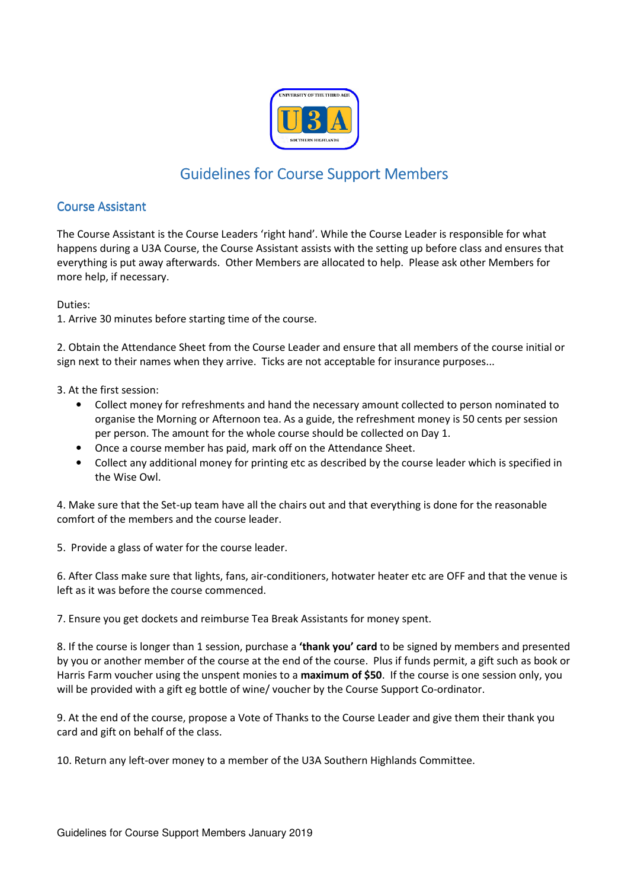# Guidelines for Course Support Members

## Course Assistant

The Course Assistant is the Course Leaders 'right hand'. While the Course Leader is responsible for what happens during a U3A Course, the Course Assistant assists with the setting up before class and ensures that everything is put away afterwards. Other Members are allocated to help. Please ask other Members for more help, if necessary.

Duties:

1. Arrive 30 minutes before starting time of the course.

2. Obtain the Attendance Sheet from the Course Leader and ensure that all members of the course initial or sign next to their names when they arrive. Ticks are not acceptable for insurance purposes...

3. At the first session:
   - Collect money for refreshments and hand the necessary amount collected to person nominated to organise the Morning or Afternoon tea. As a guide, the refreshment money is 50 cents per session per person. The amount for the whole course should be collected on Day 1.
   - Once a course member has paid, mark off on the Attendance Sheet.
   - Collect any additional money for printing etc as described by the course leader which is specified in the Wise Owl.

4. Make sure that the Set-up team have all the chairs out and that everything is done for the reasonable comfort of the members and the course leader.

5. Provide a glass of water for the course leader.

6. After Class make sure that lights, fans, air-conditioners, hotwater heater etc are OFF and that the venue is left as it was before the course commenced.

7. Ensure you get dockets and reimburse Tea Break Assistants for money spent.

8. If the course is longer than 1 session, purchase a **'thank you' card** to be signed by members and presented by you or another member of the course at the end of the course. Plus if funds permit, a gift such as book or Harris Farm voucher using the unspent monies to a **maximum of $50**. If the course is one session only, you will be provided with a gift eg bottle of wine/ voucher by the Course Support Co-ordinator.

9. At the end of the course, propose a Vote of Thanks to the Course Leader and give them their thank you card and gift on behalf of the class.

10. Return any left-over money to a member of the U3A Southern Highlands Committee.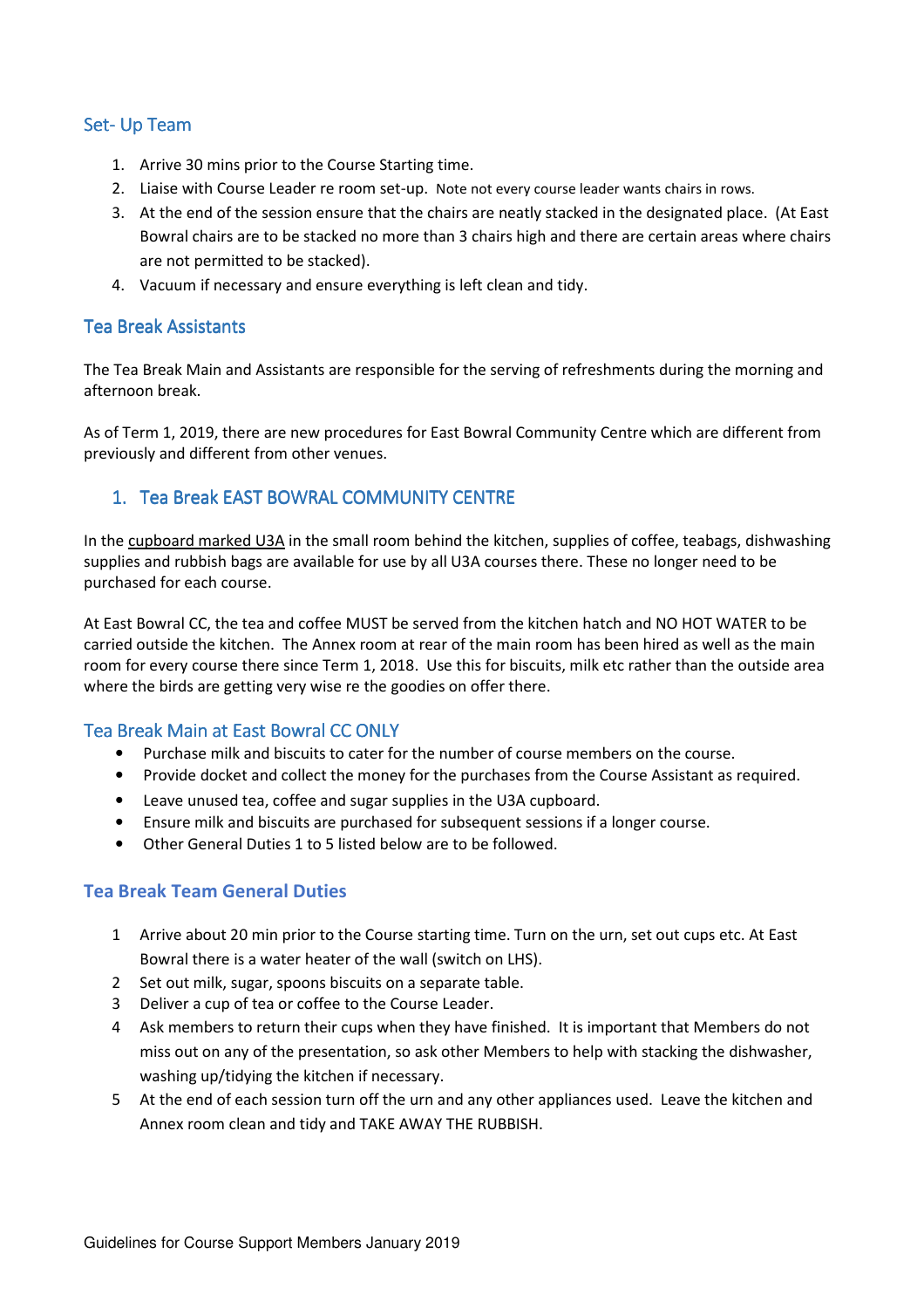## Set- Up Team

1. Arrive 30 mins prior to the Course Starting time.
2. Liaise with Course Leader re room set-up. Note not every course leader wants chairs in rows.
3. At the end of the session ensure that the chairs are neatly stacked in the designated place. (At East Bowral chairs are to be stacked no more than 3 chairs high and there are certain areas where chairs are not permitted to be stacked).
4. Vacuum if necessary and ensure everything is left clean and tidy.

## Tea Break Assistants

The Tea Break Main and Assistants are responsible for the serving of refreshments during the morning and afternoon break.

As of Term 1, 2019, there are new procedures for East Bowral Community Centre which are different from previously and different from other venues.

### 1. Tea Break EAST BOWRAL COMMUNITY CENTRE

In the cupboard marked U3A in the small room behind the kitchen, supplies of coffee, teabags, dishwashing supplies and rubbish bags are available for use by all U3A courses there. These no longer need to be purchased for each course.

At East Bowral CC, the tea and coffee MUST be served from the kitchen hatch and NO HOT WATER to be carried outside the kitchen. The Annex room at rear of the main room has been hired as well as the main room for every course there since Term 1, 2018. Use this for biscuits, milk etc rather than the outside area where the birds are getting very wise re the goodies on offer there.

### Tea Break Main at East Bowral CC ONLY

- Purchase milk and biscuits to cater for the number of course members on the course.
- Provide docket and collect the money for the purchases from the Course Assistant as required.
- Leave unused tea, coffee and sugar supplies in the U3A cupboard.
- Ensure milk and biscuits are purchased for subsequent sessions if a longer course.
- Other General Duties 1 to 5 listed below are to be followed.

### Tea Break Team General Duties

1. Arrive about 20 min prior to the Course starting time. Turn on the urn, set out cups etc. At East Bowral there is a water heater of the wall (switch on LHS).
2. Set out milk, sugar, spoons biscuits on a separate table.
3. Deliver a cup of tea or coffee to the Course Leader.
4. Ask members to return their cups when they have finished. It is important that Members do not miss out on any of the presentation, so ask other Members to help with stacking the dishwasher, washing up/tidying the kitchen if necessary.
5. At the end of each session turn off the urn and any other appliances used. Leave the kitchen and Annex room clean and tidy and TAKE AWAY THE RUBBISH.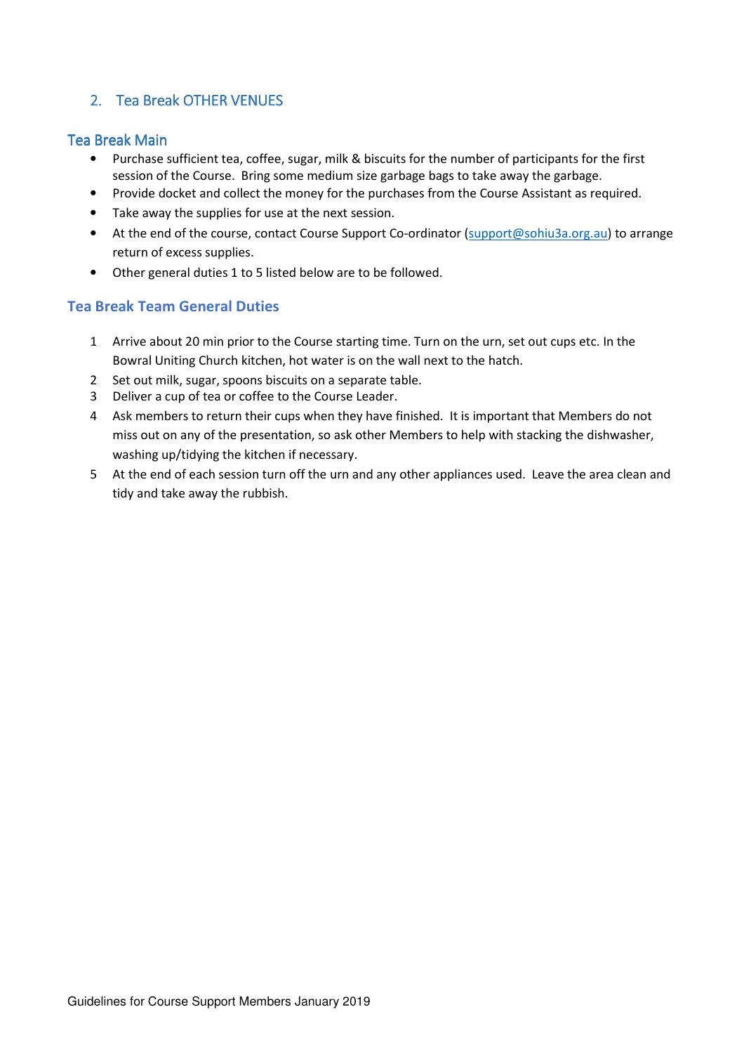## 2. Tea Break OTHER VENUES

### Tea Break Main

- Purchase sufficient tea, coffee, sugar, milk & biscuits for the number of participants for the first session of the Course. Bring some medium size garbage bags to take away the garbage.
- Provide docket and collect the money for the purchases from the Course Assistant as required.
- Take away the supplies for use at the next session.
- At the end of the course, contact Course Support Co-ordinator (support@sohiu3a.org.au) to arrange return of excess supplies.
- Other general duties 1 to 5 listed below are to be followed.

### Tea Break Team General Duties

1. Arrive about 20 min prior to the Course starting time. Turn on the urn, set out cups etc. In the Bowral Uniting Church kitchen, hot water is on the wall next to the hatch.
2. Set out milk, sugar, spoons biscuits on a separate table.
3. Deliver a cup of tea or coffee to the Course Leader.
4. Ask members to return their cups when they have finished. It is important that Members do not miss out on any of the presentation, so ask other Members to help with stacking the dishwasher, washing up/tidying the kitchen if necessary.
5. At the end of each session turn off the urn and any other appliances used. Leave the area clean and tidy and take away the rubbish.